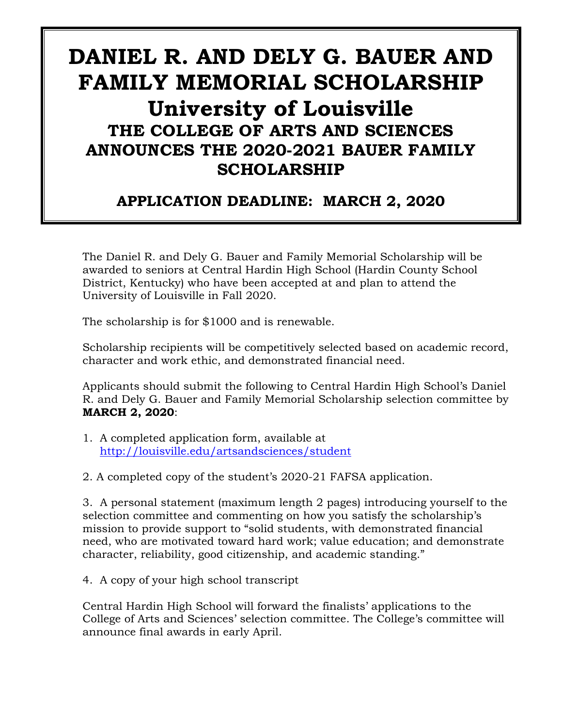# DANIEL R. AND DELY G. BAUER AND FAMILY MEMORIAL SCHOLARSHIP

# University of Louisville

## THE COLLEGE OF ARTS AND SCIENCES ANNOUNCES THE 2020-2021 BAUER FAMILY SCHOLARSHIP

## APPLICATION DEADLINE: MARCH 2, 2020

The Daniel R. and Dely G. Bauer and Family Memorial Scholarship will be awarded to seniors at Central Hardin High School (Hardin County School District, Kentucky) who have been accepted at and plan to attend the University of Louisville in Fall 2020.

The scholarship is for $1000 and is renewable.

Scholarship recipients will be competitively selected based on academic record, character and work ethic, and demonstrated financial need.

Applicants should submit the following to Central Hardin High School's Daniel R. and Dely G. Bauer and Family Memorial Scholarship selection committee by **MARCH 2, 2020**:

1. A completed application form, available at [http://louisville.edu/artsandsciences/student](http://louisville.edu/artsandsciences/student)

2. A completed copy of the student's 2020-21 FAFSA application.

3. A personal statement (maximum length 2 pages) introducing yourself to the selection committee and commenting on how you satisfy the scholarship's mission to provide support to "solid students, with demonstrated financial need, who are motivated toward hard work; value education; and demonstrate character, reliability, good citizenship, and academic standing."

4. A copy of your high school transcript

Central Hardin High School will forward the finalists' applications to the College of Arts and Sciences' selection committee. The College's committee will announce final awards in early April.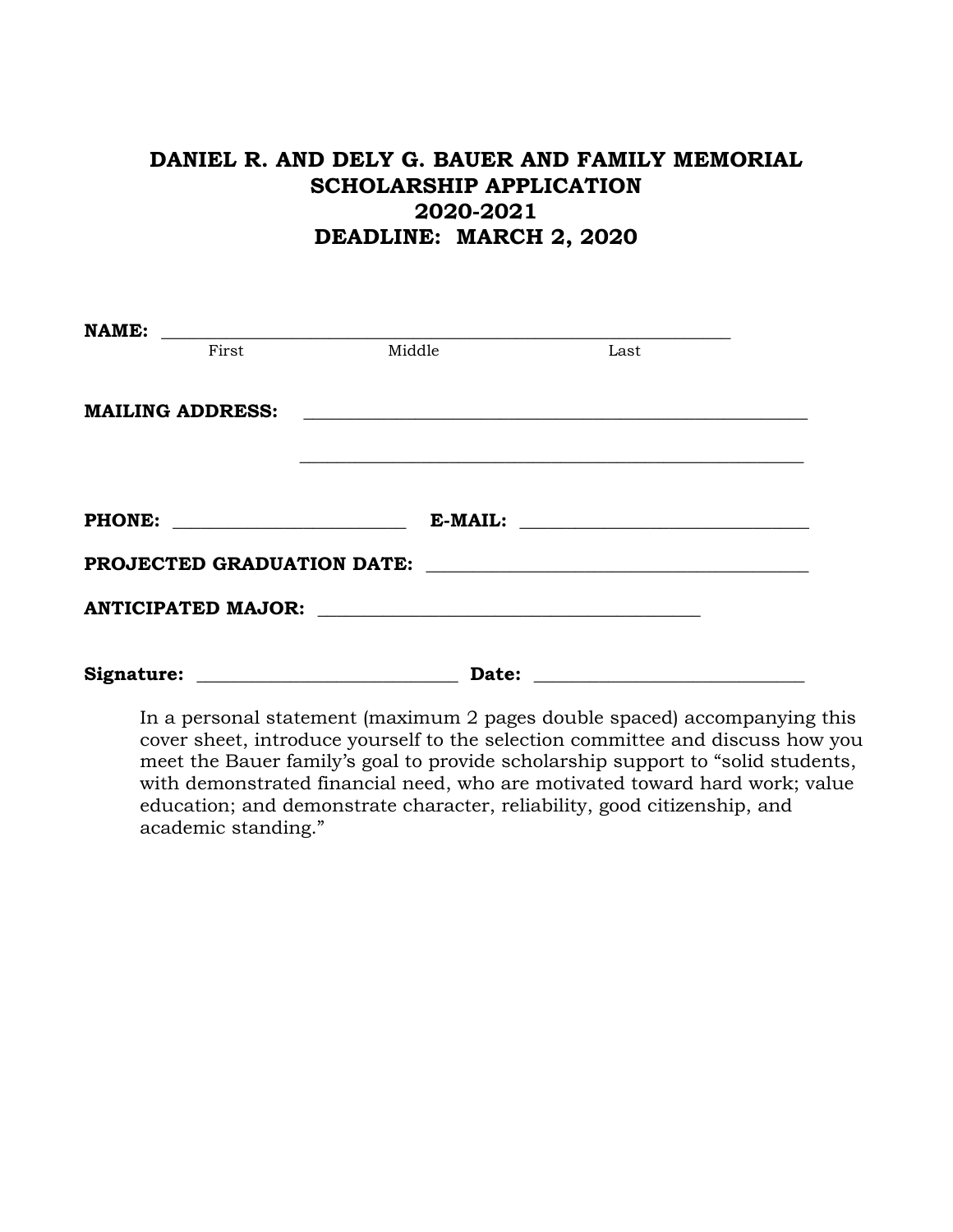# DANIEL R. AND DELY G. BAUER AND FAMILY MEMORIAL SCHOLARSHIP APPLICATION 2020-2021 DEADLINE: MARCH 2, 2020

**NAME:** ______________________________________________________________
First Middle Last

**MAILING ADDRESS:** ____________________________________________________

____________________________________________________

**PHONE:** ________________________ **E-MAIL:** ______________________________

**PROJECTED GRADUATION DATE:** ________________________________________

**ANTICIPATED MAJOR:** ________________________________________

**Signature:** ___________________________ **Date:** ___________________________

In a personal statement (maximum 2 pages double spaced) accompanying this cover sheet, introduce yourself to the selection committee and discuss how you meet the Bauer family's goal to provide scholarship support to "solid students, with demonstrated financial need, who are motivated toward hard work; value education; and demonstrate character, reliability, good citizenship, and academic standing."